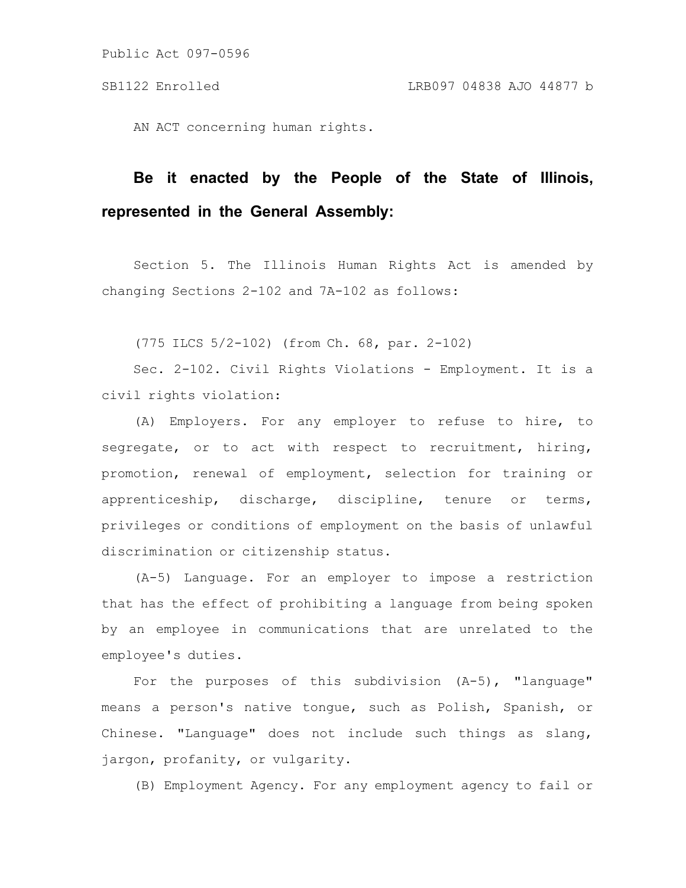Public Act 097-0596

SB1122 Enrolled LRB097 04838 AJO 44877 b

AN ACT concerning human rights.

**Be it enacted by the People of the State of Illinois, represented in the General Assembly:**

Section 5. The Illinois Human Rights Act is amended by changing Sections 2-102 and 7A-102 as follows:

(775 ILCS 5/2-102) (from Ch. 68, par. 2-102)

Sec. 2-102. Civil Rights Violations - Employment. It is a civil rights violation:

(A) Employers. For any employer to refuse to hire, to segregate, or to act with respect to recruitment, hiring, promotion, renewal of employment, selection for training or apprenticeship, discharge, discipline, tenure or terms, privileges or conditions of employment on the basis of unlawful discrimination or citizenship status.

(A-5) Language. For an employer to impose a restriction that has the effect of prohibiting a language from being spoken by an employee in communications that are unrelated to the employee's duties.

For the purposes of this subdivision (A-5), "language" means a person's native tongue, such as Polish, Spanish, or Chinese. "Language" does not include such things as slang, jargon, profanity, or vulgarity.

(B) Employment Agency. For any employment agency to fail or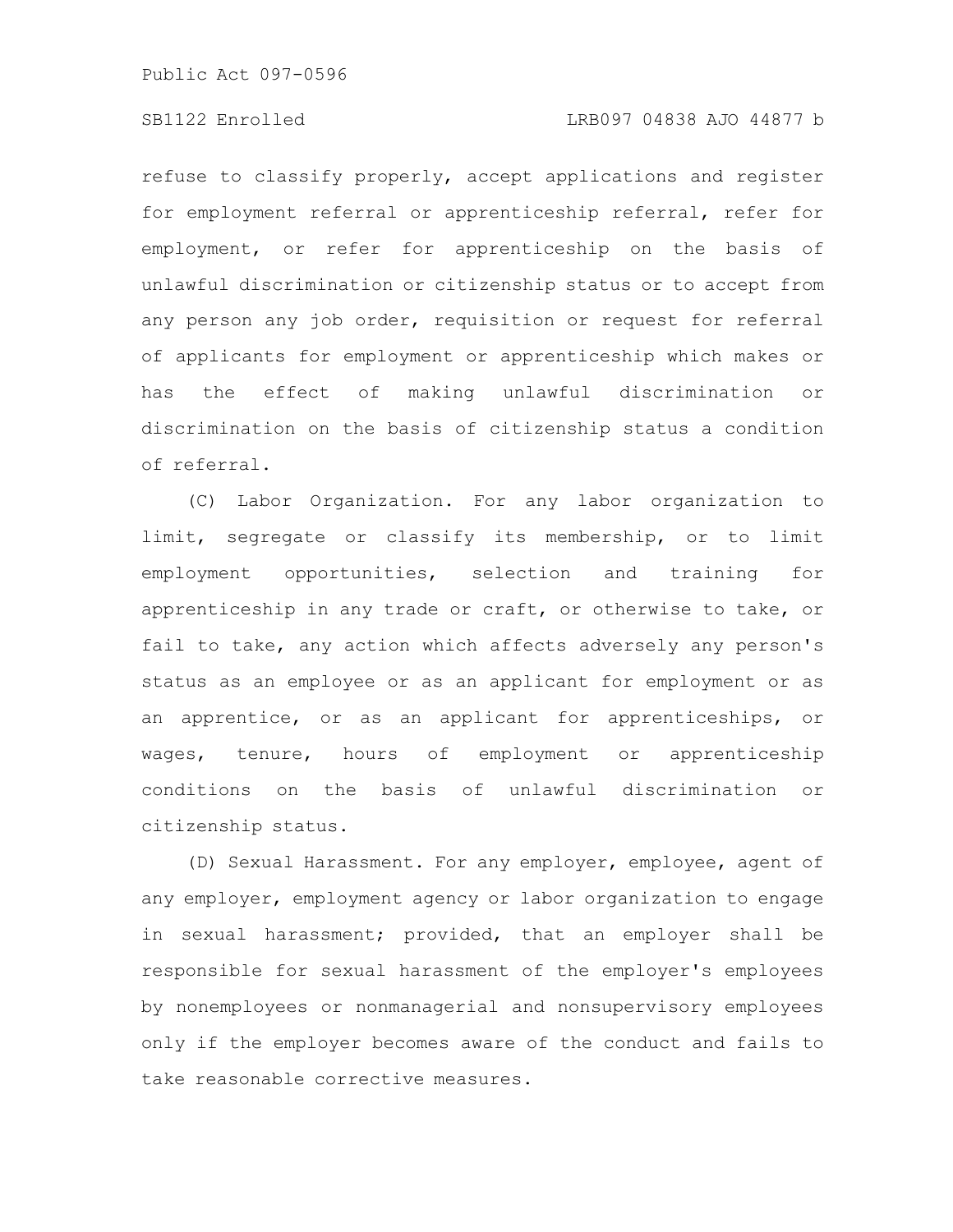refuse to classify properly, accept applications and register for employment referral or apprenticeship referral, refer for employment, or refer for apprenticeship on the basis of unlawful discrimination or citizenship status or to accept from any person any job order, requisition or request for referral of applicants for employment or apprenticeship which makes or has the effect of making unlawful discrimination or discrimination on the basis of citizenship status a condition of referral.

(C) Labor Organization. For any labor organization to limit, segregate or classify its membership, or to limit employment opportunities, selection and training for apprenticeship in any trade or craft, or otherwise to take, or fail to take, any action which affects adversely any person's status as an employee or as an applicant for employment or as an apprentice, or as an applicant for apprenticeships, or wages, tenure, hours of employment or apprenticeship conditions on the basis of unlawful discrimination or citizenship status.

(D) Sexual Harassment. For any employer, employee, agent of any employer, employment agency or labor organization to engage in sexual harassment; provided, that an employer shall be responsible for sexual harassment of the employer's employees by nonemployees or nonmanagerial and nonsupervisory employees only if the employer becomes aware of the conduct and fails to take reasonable corrective measures.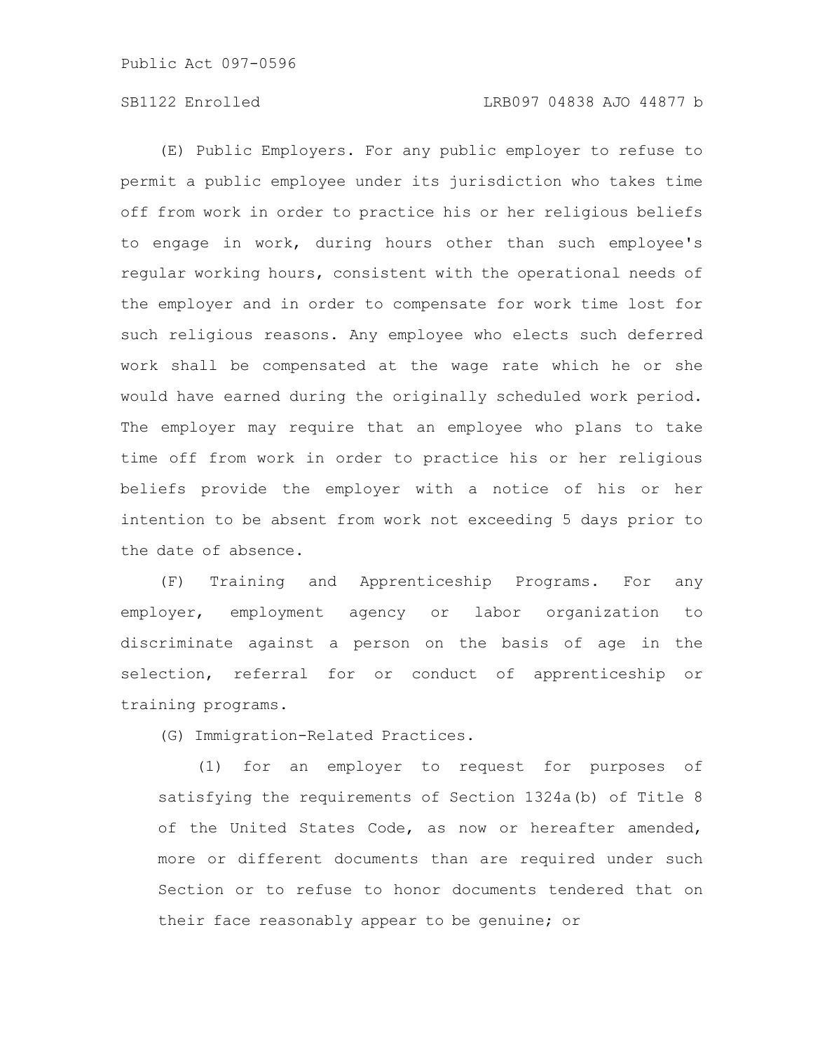(E) Public Employers. For any public employer to refuse to permit a public employee under its jurisdiction who takes time off from work in order to practice his or her religious beliefs to engage in work, during hours other than such employee's regular working hours, consistent with the operational needs of the employer and in order to compensate for work time lost for such religious reasons. Any employee who elects such deferred work shall be compensated at the wage rate which he or she would have earned during the originally scheduled work period. The employer may require that an employee who plans to take time off from work in order to practice his or her religious beliefs provide the employer with a notice of his or her intention to be absent from work not exceeding 5 days prior to the date of absence.

(F) Training and Apprenticeship Programs. For any employer, employment agency or labor organization to discriminate against a person on the basis of age in the selection, referral for or conduct of apprenticeship or training programs.

(G) Immigration-Related Practices.

(1) for an employer to request for purposes of satisfying the requirements of Section 1324a(b) of Title 8 of the United States Code, as now or hereafter amended, more or different documents than are required under such Section or to refuse to honor documents tendered that on their face reasonably appear to be genuine; or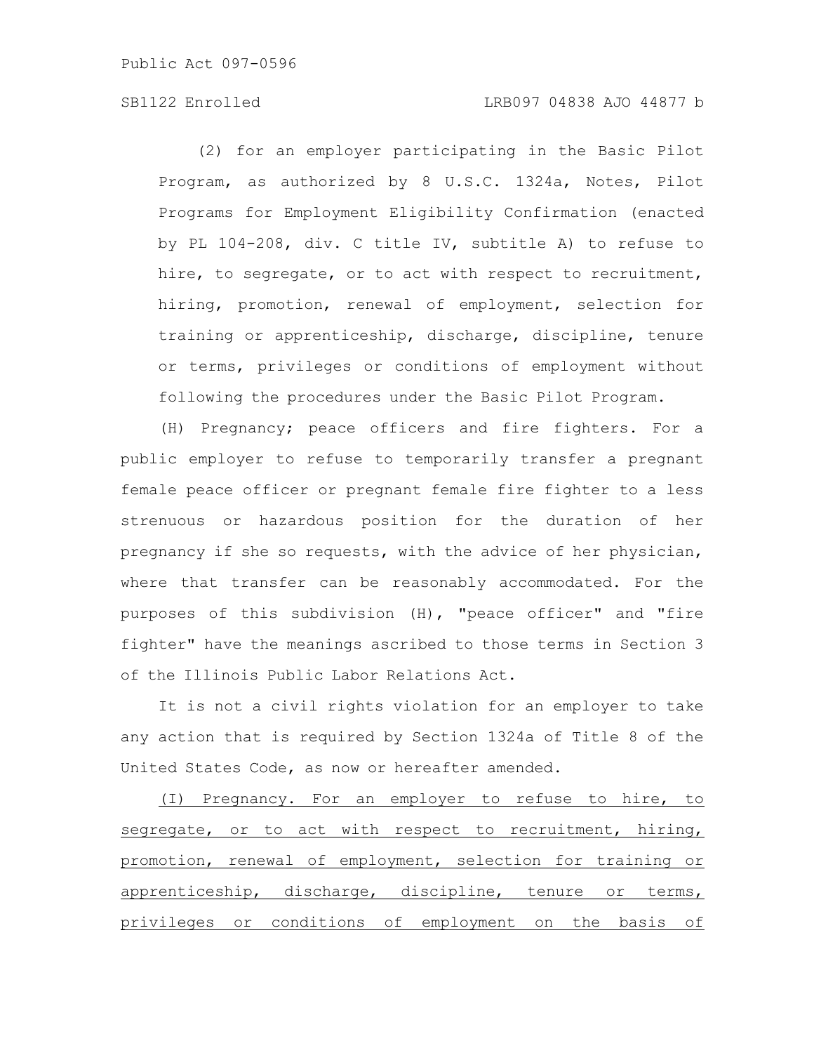(2) for an employer participating in the Basic Pilot Program, as authorized by 8 U.S.C. 1324a, Notes, Pilot Programs for Employment Eligibility Confirmation (enacted by PL 104-208, div. C title IV, subtitle A) to refuse to hire, to segregate, or to act with respect to recruitment, hiring, promotion, renewal of employment, selection for training or apprenticeship, discharge, discipline, tenure or terms, privileges or conditions of employment without following the procedures under the Basic Pilot Program.

(H) Pregnancy; peace officers and fire fighters. For a public employer to refuse to temporarily transfer a pregnant female peace officer or pregnant female fire fighter to a less strenuous or hazardous position for the duration of her pregnancy if she so requests, with the advice of her physician, where that transfer can be reasonably accommodated. For the purposes of this subdivision (H), "peace officer" and "fire fighter" have the meanings ascribed to those terms in Section 3 of the Illinois Public Labor Relations Act.

It is not a civil rights violation for an employer to take any action that is required by Section 1324a of Title 8 of the United States Code, as now or hereafter amended.

<u>(I) Pregnancy. For an employer to refuse to hire, to segregate, or to act with respect to recruitment, hiring, promotion, renewal of employment, selection for training or apprenticeship, discharge, discipline, tenure or terms, privileges or conditions of employment on the basis of</u>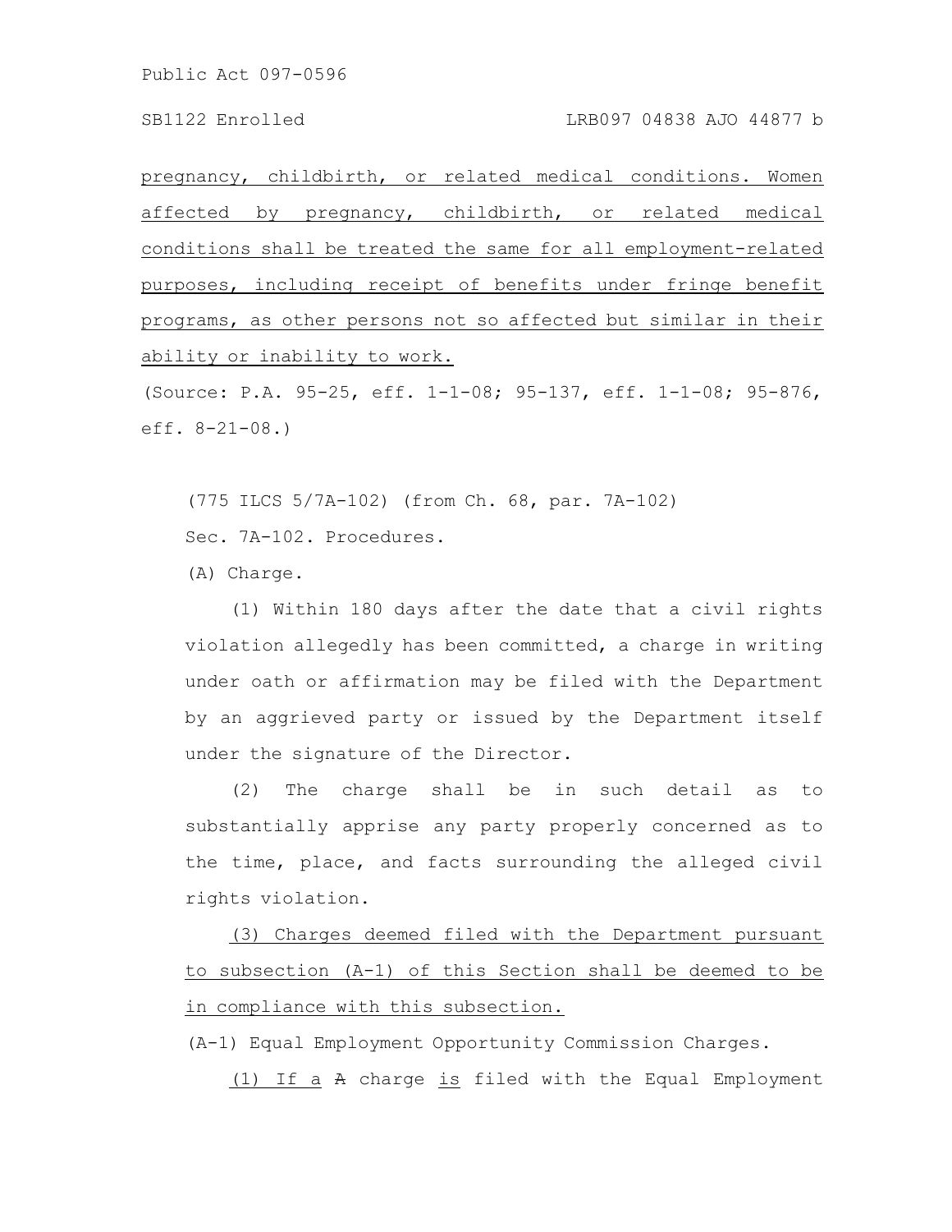pregnancy, childbirth, or related medical conditions. Women affected by pregnancy, childbirth, or related medical conditions shall be treated the same for all employment-related purposes, including receipt of benefits under fringe benefit programs, as other persons not so affected but similar in their ability or inability to work.

(Source: P.A. 95-25, eff. 1-1-08; 95-137, eff. 1-1-08; 95-876, eff. 8-21-08.)

(775 ILCS 5/7A-102) (from Ch. 68, par. 7A-102)

Sec. 7A-102. Procedures.

(A) Charge.

(1) Within 180 days after the date that a civil rights violation allegedly has been committed, a charge in writing under oath or affirmation may be filed with the Department by an aggrieved party or issued by the Department itself under the signature of the Director.

(2) The charge shall be in such detail as to substantially apprise any party properly concerned as to the time, place, and facts surrounding the alleged civil rights violation.

(3) Charges deemed filed with the Department pursuant to subsection (A-1) of this Section shall be deemed to be in compliance with this subsection.

(A-1) Equal Employment Opportunity Commission Charges.

(1) If a ~~A~~ charge is filed with the Equal Employment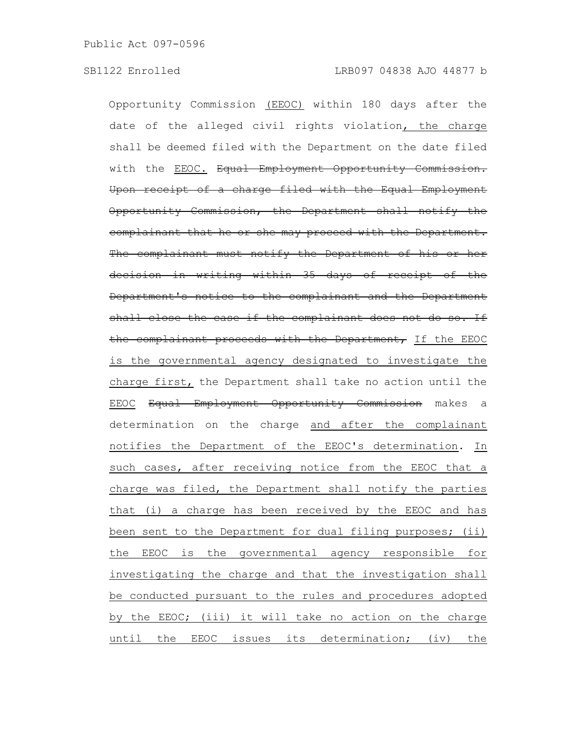Opportunity Commission <u>(EEOC)</u> within 180 days after the date of the alleged civil rights violation<u>, the charge</u> shall be deemed filed with the Department on the date filed with the <u>EEOC.</u> ~~Equal Employment Opportunity Commission. Upon receipt of a charge filed with the Equal Employment Opportunity Commission, the Department shall notify the complainant that he or she may proceed with the Department. The complainant must notify the Department of his or her decision in writing within 35 days of receipt of the Department's notice to the complainant and the Department shall close the case if the complainant does not do so. If the complainant proceeds with the Department,~~ <u>If the EEOC is the governmental agency designated to investigate the charge first,</u> the Department shall take no action until the <u>EEOC</u> ~~Equal Employment Opportunity Commission~~ makes a determination on the charge <u>and after the complainant notifies the Department of the EEOC's determination</u>. <u>In such cases, after receiving notice from the EEOC that a charge was filed, the Department shall notify the parties that (i) a charge has been received by the EEOC and has been sent to the Department for dual filing purposes; (ii) the EEOC is the governmental agency responsible for investigating the charge and that the investigation shall be conducted pursuant to the rules and procedures adopted by the EEOC; (iii) it will take no action on the charge until the EEOC issues its determination; (iv) the</u>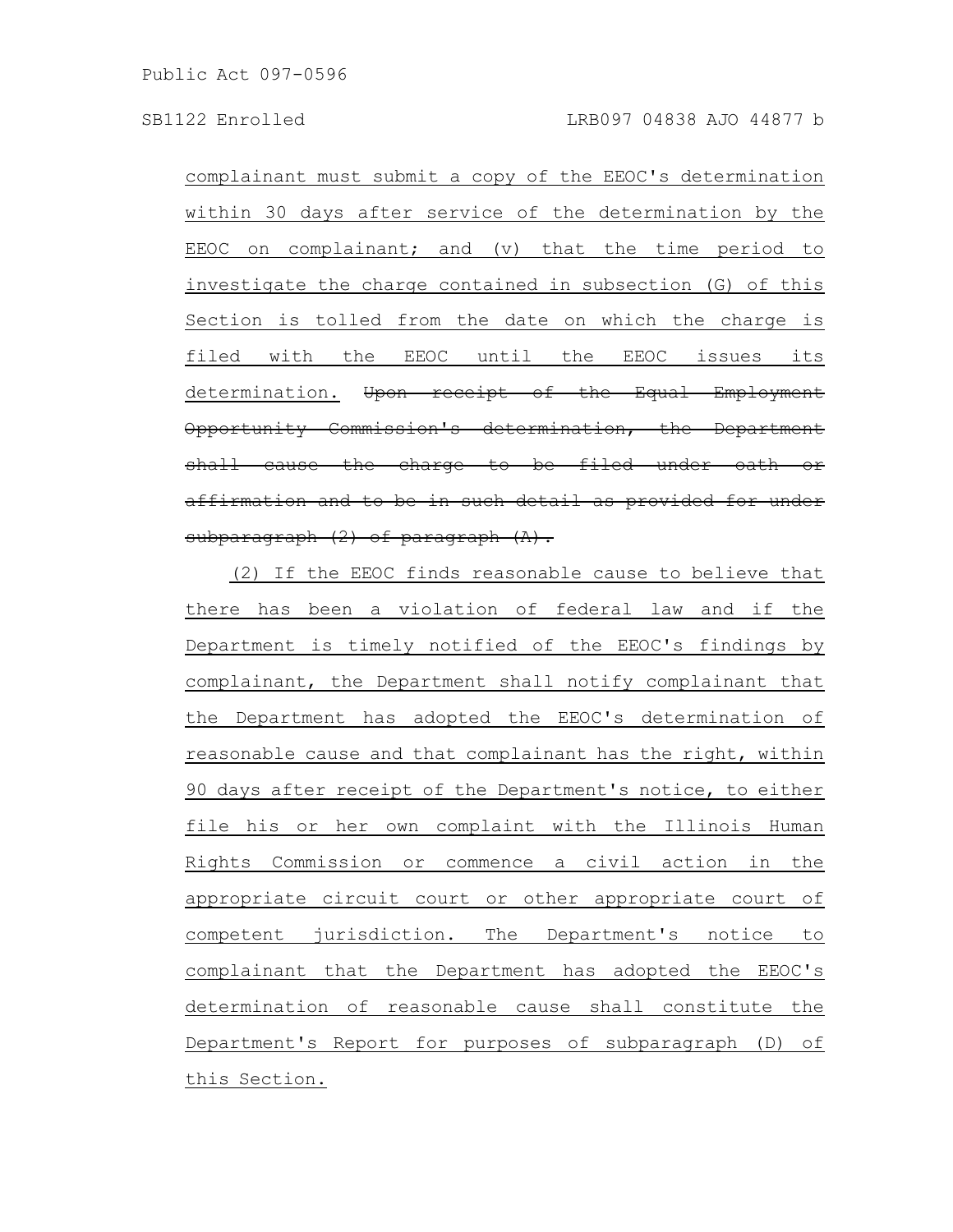complainant must submit a copy of the EEOC's determination within 30 days after service of the determination by the EEOC on complainant; and (v) that the time period to investigate the charge contained in subsection (G) of this Section is tolled from the date on which the charge is filed with the EEOC until the EEOC issues its determination. ~~Upon receipt of the Equal Employment Opportunity Commission's determination, the Department shall cause the charge to be filed under oath or affirmation and to be in such detail as provided for under subparagraph (2) of paragraph (A).~~

(2) If the EEOC finds reasonable cause to believe that there has been a violation of federal law and if the Department is timely notified of the EEOC's findings by complainant, the Department shall notify complainant that the Department has adopted the EEOC's determination of reasonable cause and that complainant has the right, within 90 days after receipt of the Department's notice, to either file his or her own complaint with the Illinois Human Rights Commission or commence a civil action in the appropriate circuit court or other appropriate court of competent jurisdiction. The Department's notice to complainant that the Department has adopted the EEOC's determination of reasonable cause shall constitute the Department's Report for purposes of subparagraph (D) of this Section.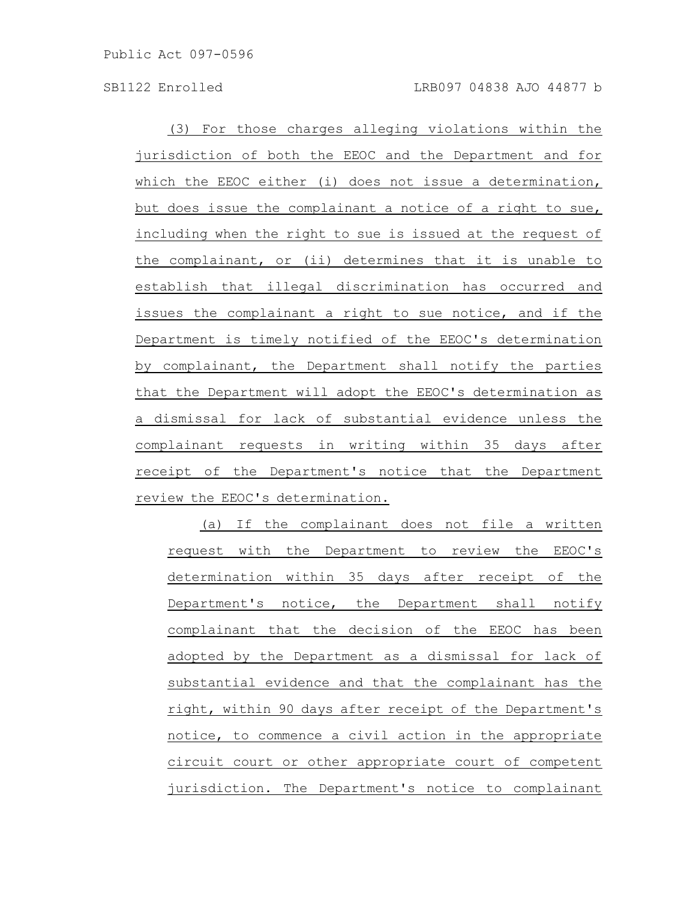(3) For those charges alleging violations within the jurisdiction of both the EEOC and the Department and for which the EEOC either (i) does not issue a determination, but does issue the complainant a notice of a right to sue, including when the right to sue is issued at the request of the complainant, or (ii) determines that it is unable to establish that illegal discrimination has occurred and issues the complainant a right to sue notice, and if the Department is timely notified of the EEOC's determination by complainant, the Department shall notify the parties that the Department will adopt the EEOC's determination as a dismissal for lack of substantial evidence unless the complainant requests in writing within 35 days after receipt of the Department's notice that the Department review the EEOC's determination.

(a) If the complainant does not file a written request with the Department to review the EEOC's determination within 35 days after receipt of the Department's notice, the Department shall notify complainant that the decision of the EEOC has been adopted by the Department as a dismissal for lack of substantial evidence and that the complainant has the right, within 90 days after receipt of the Department's notice, to commence a civil action in the appropriate circuit court or other appropriate court of competent jurisdiction. The Department's notice to complainant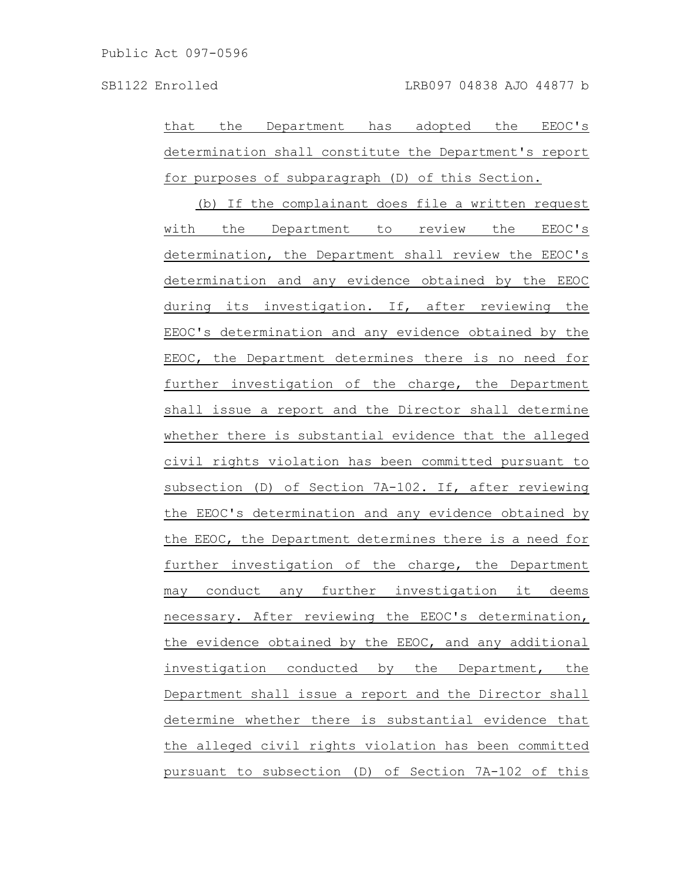that the Department has adopted the EEOC's determination shall constitute the Department's report for purposes of subparagraph (D) of this Section.

(b) If the complainant does file a written request with the Department to review the EEOC's determination, the Department shall review the EEOC's determination and any evidence obtained by the EEOC during its investigation. If, after reviewing the EEOC's determination and any evidence obtained by the EEOC, the Department determines there is no need for further investigation of the charge, the Department shall issue a report and the Director shall determine whether there is substantial evidence that the alleged civil rights violation has been committed pursuant to subsection (D) of Section 7A-102. If, after reviewing the EEOC's determination and any evidence obtained by the EEOC, the Department determines there is a need for further investigation of the charge, the Department may conduct any further investigation it deems necessary. After reviewing the EEOC's determination, the evidence obtained by the EEOC, and any additional investigation conducted by the Department, the Department shall issue a report and the Director shall determine whether there is substantial evidence that the alleged civil rights violation has been committed pursuant to subsection (D) of Section 7A-102 of this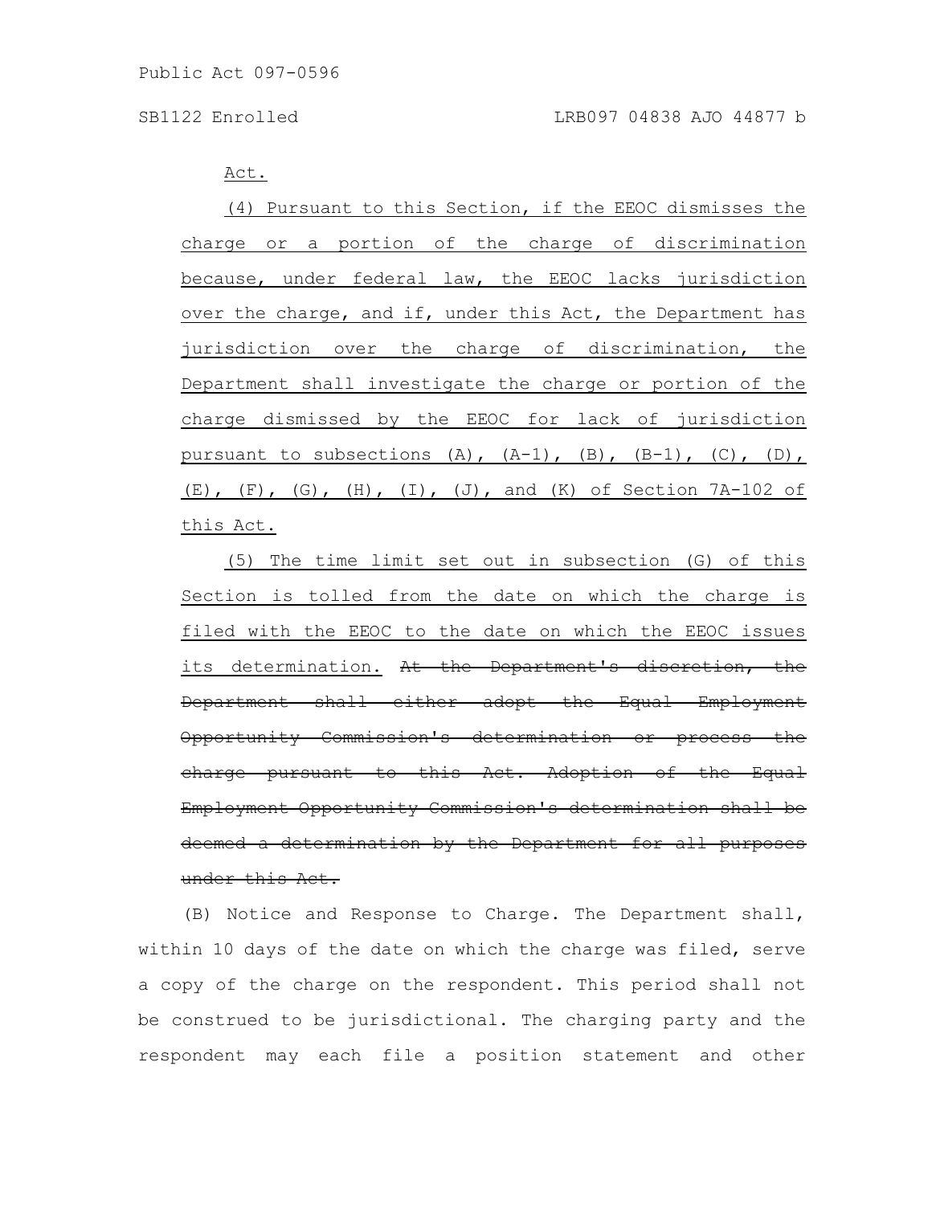Act.

(4) Pursuant to this Section, if the EEOC dismisses the charge or a portion of the charge of discrimination because, under federal law, the EEOC lacks jurisdiction over the charge, and if, under this Act, the Department has jurisdiction over the charge of discrimination, the Department shall investigate the charge or portion of the charge dismissed by the EEOC for lack of jurisdiction pursuant to subsections (A), (A-1), (B), (B-1), (C), (D), (E), (F), (G), (H), (I), (J), and (K) of Section 7A-102 of this Act.

(5) The time limit set out in subsection (G) of this Section is tolled from the date on which the charge is filed with the EEOC to the date on which the EEOC issues its determination. ~~At the Department's discretion, the Department shall either adopt the Equal Employment Opportunity Commission's determination or process the charge pursuant to this Act. Adoption of the Equal Employment Opportunity Commission's determination shall be deemed a determination by the Department for all purposes under this Act.~~

(B) Notice and Response to Charge. The Department shall, within 10 days of the date on which the charge was filed, serve a copy of the charge on the respondent. This period shall not be construed to be jurisdictional. The charging party and the respondent may each file a position statement and other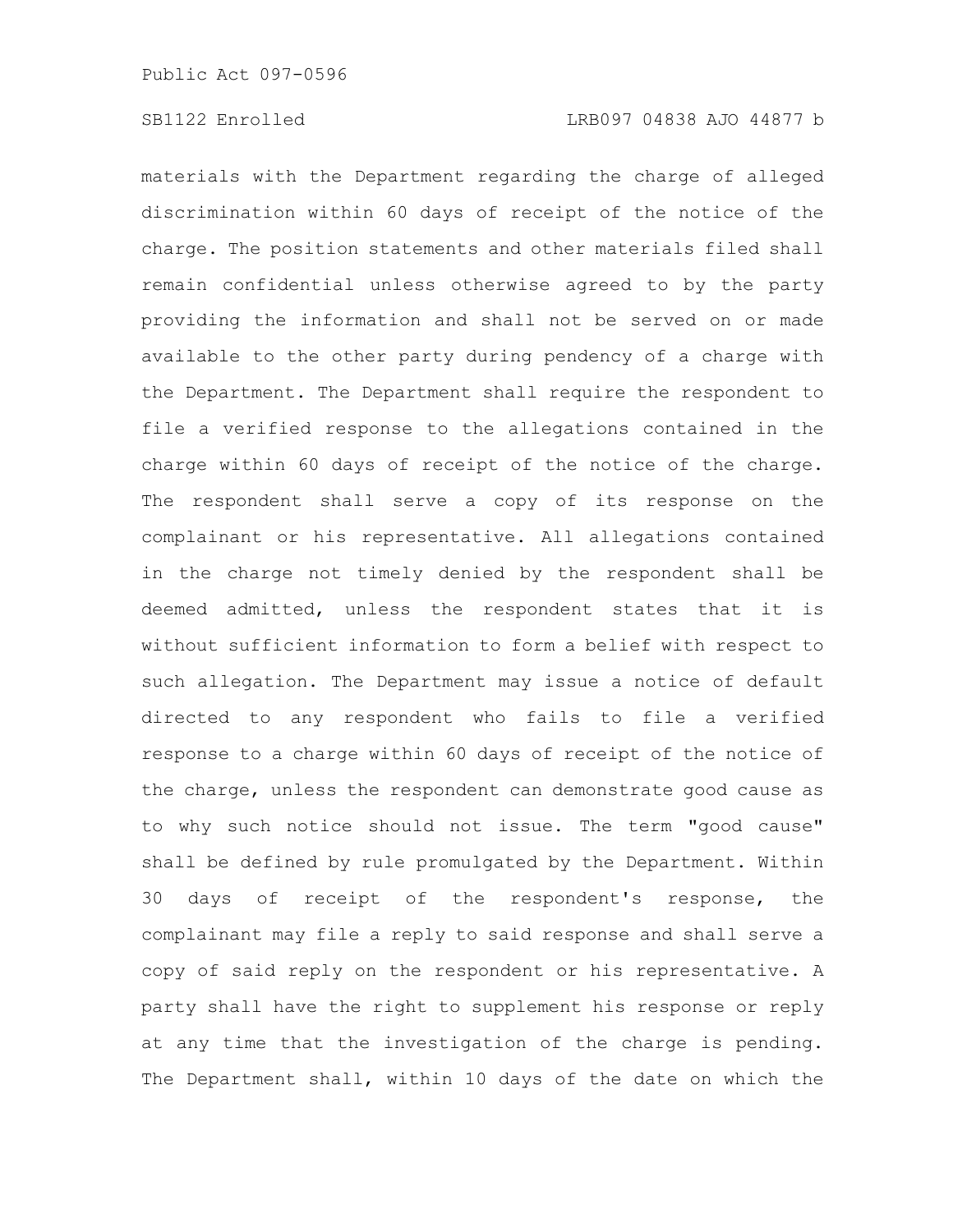materials with the Department regarding the charge of alleged discrimination within 60 days of receipt of the notice of the charge. The position statements and other materials filed shall remain confidential unless otherwise agreed to by the party providing the information and shall not be served on or made available to the other party during pendency of a charge with the Department. The Department shall require the respondent to file a verified response to the allegations contained in the charge within 60 days of receipt of the notice of the charge. The respondent shall serve a copy of its response on the complainant or his representative. All allegations contained in the charge not timely denied by the respondent shall be deemed admitted, unless the respondent states that it is without sufficient information to form a belief with respect to such allegation. The Department may issue a notice of default directed to any respondent who fails to file a verified response to a charge within 60 days of receipt of the notice of the charge, unless the respondent can demonstrate good cause as to why such notice should not issue. The term "good cause" shall be defined by rule promulgated by the Department. Within 30 days of receipt of the respondent's response, the complainant may file a reply to said response and shall serve a copy of said reply on the respondent or his representative. A party shall have the right to supplement his response or reply at any time that the investigation of the charge is pending. The Department shall, within 10 days of the date on which the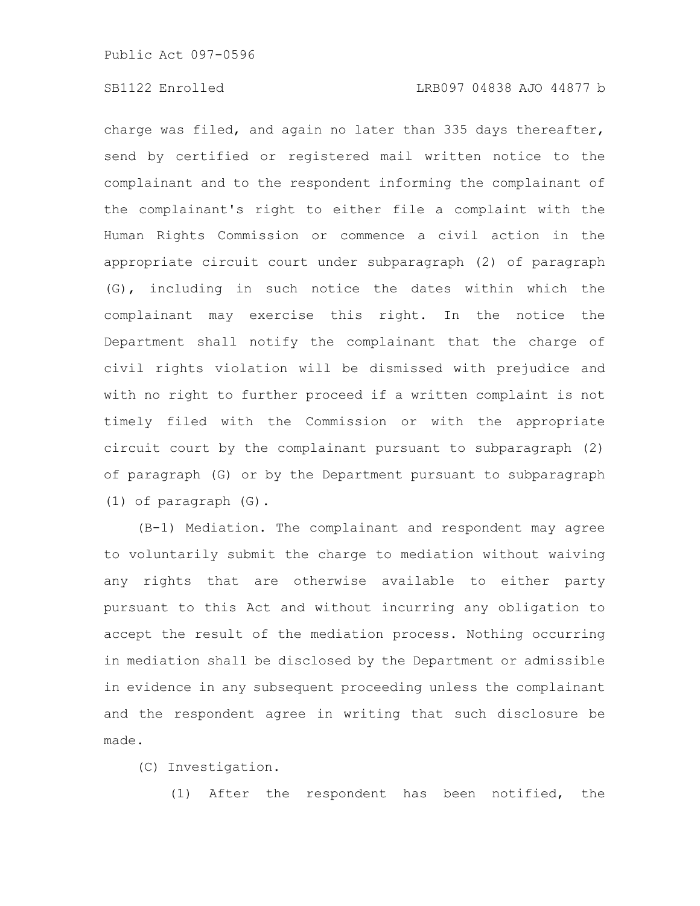charge was filed, and again no later than 335 days thereafter, send by certified or registered mail written notice to the complainant and to the respondent informing the complainant of the complainant's right to either file a complaint with the Human Rights Commission or commence a civil action in the appropriate circuit court under subparagraph (2) of paragraph (G), including in such notice the dates within which the complainant may exercise this right. In the notice the Department shall notify the complainant that the charge of civil rights violation will be dismissed with prejudice and with no right to further proceed if a written complaint is not timely filed with the Commission or with the appropriate circuit court by the complainant pursuant to subparagraph (2) of paragraph (G) or by the Department pursuant to subparagraph (1) of paragraph (G).

(B-1) Mediation. The complainant and respondent may agree to voluntarily submit the charge to mediation without waiving any rights that are otherwise available to either party pursuant to this Act and without incurring any obligation to accept the result of the mediation process. Nothing occurring in mediation shall be disclosed by the Department or admissible in evidence in any subsequent proceeding unless the complainant and the respondent agree in writing that such disclosure be made.

(C) Investigation.

(1) After the respondent has been notified, the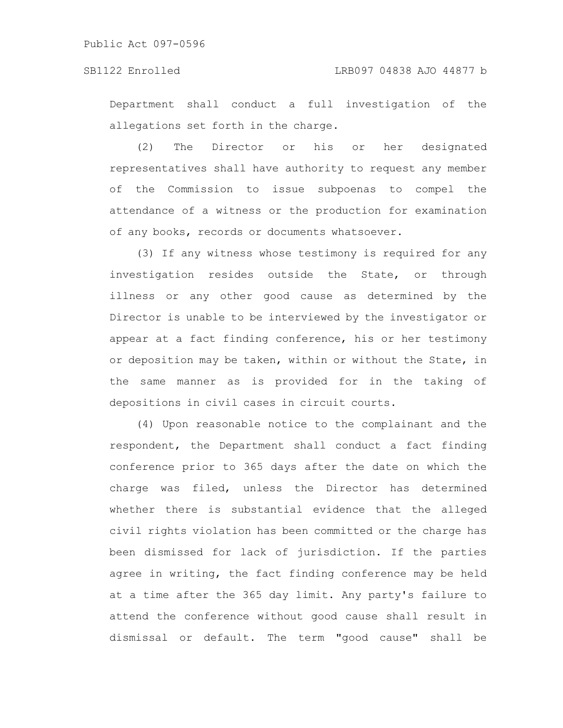Department shall conduct a full investigation of the allegations set forth in the charge.

(2) The Director or his or her designated representatives shall have authority to request any member of the Commission to issue subpoenas to compel the attendance of a witness or the production for examination of any books, records or documents whatsoever.

(3) If any witness whose testimony is required for any investigation resides outside the State, or through illness or any other good cause as determined by the Director is unable to be interviewed by the investigator or appear at a fact finding conference, his or her testimony or deposition may be taken, within or without the State, in the same manner as is provided for in the taking of depositions in civil cases in circuit courts.

(4) Upon reasonable notice to the complainant and the respondent, the Department shall conduct a fact finding conference prior to 365 days after the date on which the charge was filed, unless the Director has determined whether there is substantial evidence that the alleged civil rights violation has been committed or the charge has been dismissed for lack of jurisdiction. If the parties agree in writing, the fact finding conference may be held at a time after the 365 day limit. Any party's failure to attend the conference without good cause shall result in dismissal or default. The term "good cause" shall be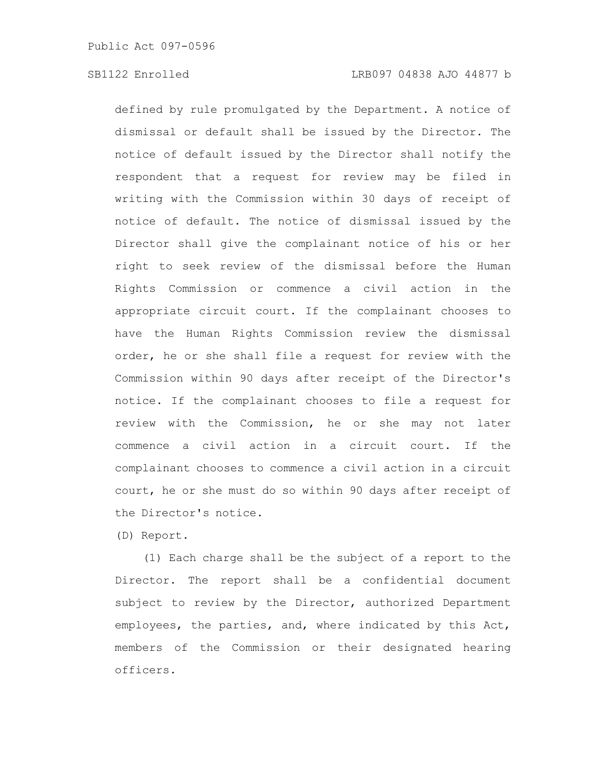defined by rule promulgated by the Department. A notice of dismissal or default shall be issued by the Director. The notice of default issued by the Director shall notify the respondent that a request for review may be filed in writing with the Commission within 30 days of receipt of notice of default. The notice of dismissal issued by the Director shall give the complainant notice of his or her right to seek review of the dismissal before the Human Rights Commission or commence a civil action in the appropriate circuit court. If the complainant chooses to have the Human Rights Commission review the dismissal order, he or she shall file a request for review with the Commission within 90 days after receipt of the Director's notice. If the complainant chooses to file a request for review with the Commission, he or she may not later commence a civil action in a circuit court. If the complainant chooses to commence a civil action in a circuit court, he or she must do so within 90 days after receipt of the Director's notice.

(D) Report.

(1) Each charge shall be the subject of a report to the Director. The report shall be a confidential document subject to review by the Director, authorized Department employees, the parties, and, where indicated by this Act, members of the Commission or their designated hearing officers.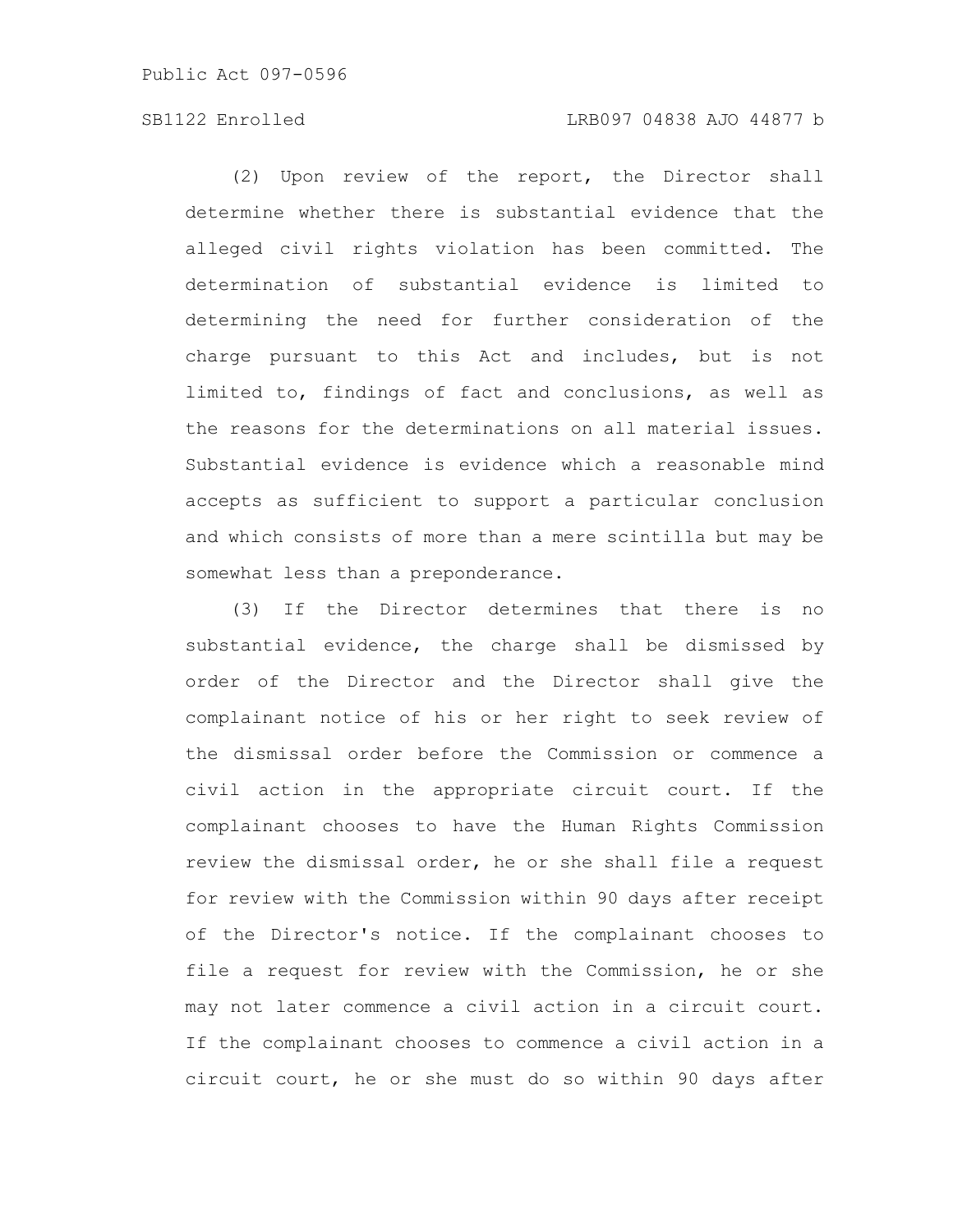(2) Upon review of the report, the Director shall determine whether there is substantial evidence that the alleged civil rights violation has been committed. The determination of substantial evidence is limited to determining the need for further consideration of the charge pursuant to this Act and includes, but is not limited to, findings of fact and conclusions, as well as the reasons for the determinations on all material issues. Substantial evidence is evidence which a reasonable mind accepts as sufficient to support a particular conclusion and which consists of more than a mere scintilla but may be somewhat less than a preponderance.

(3) If the Director determines that there is no substantial evidence, the charge shall be dismissed by order of the Director and the Director shall give the complainant notice of his or her right to seek review of the dismissal order before the Commission or commence a civil action in the appropriate circuit court. If the complainant chooses to have the Human Rights Commission review the dismissal order, he or she shall file a request for review with the Commission within 90 days after receipt of the Director's notice. If the complainant chooses to file a request for review with the Commission, he or she may not later commence a civil action in a circuit court. If the complainant chooses to commence a civil action in a circuit court, he or she must do so within 90 days after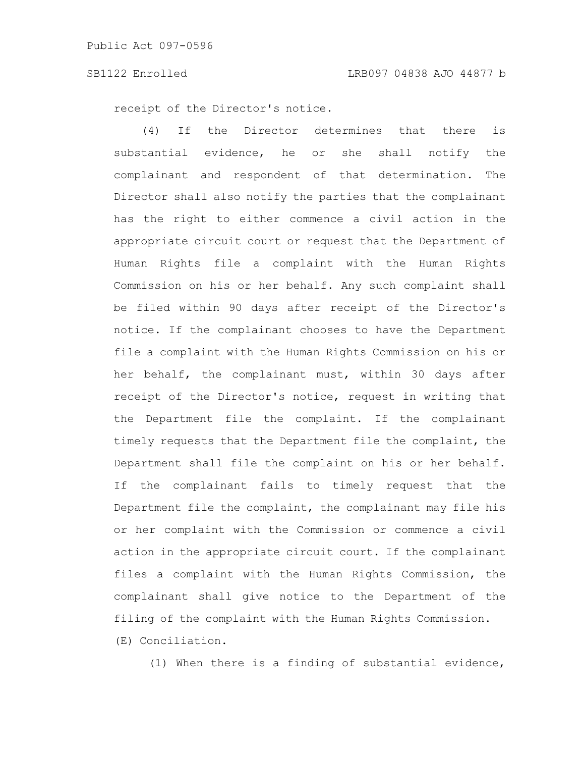receipt of the Director's notice.

(4) If the Director determines that there is substantial evidence, he or she shall notify the complainant and respondent of that determination. The Director shall also notify the parties that the complainant has the right to either commence a civil action in the appropriate circuit court or request that the Department of Human Rights file a complaint with the Human Rights Commission on his or her behalf. Any such complaint shall be filed within 90 days after receipt of the Director's notice. If the complainant chooses to have the Department file a complaint with the Human Rights Commission on his or her behalf, the complainant must, within 30 days after receipt of the Director's notice, request in writing that the Department file the complaint. If the complainant timely requests that the Department file the complaint, the Department shall file the complaint on his or her behalf. If the complainant fails to timely request that the Department file the complaint, the complainant may file his or her complaint with the Commission or commence a civil action in the appropriate circuit court. If the complainant files a complaint with the Human Rights Commission, the complainant shall give notice to the Department of the filing of the complaint with the Human Rights Commission.

(E) Conciliation.

(1) When there is a finding of substantial evidence,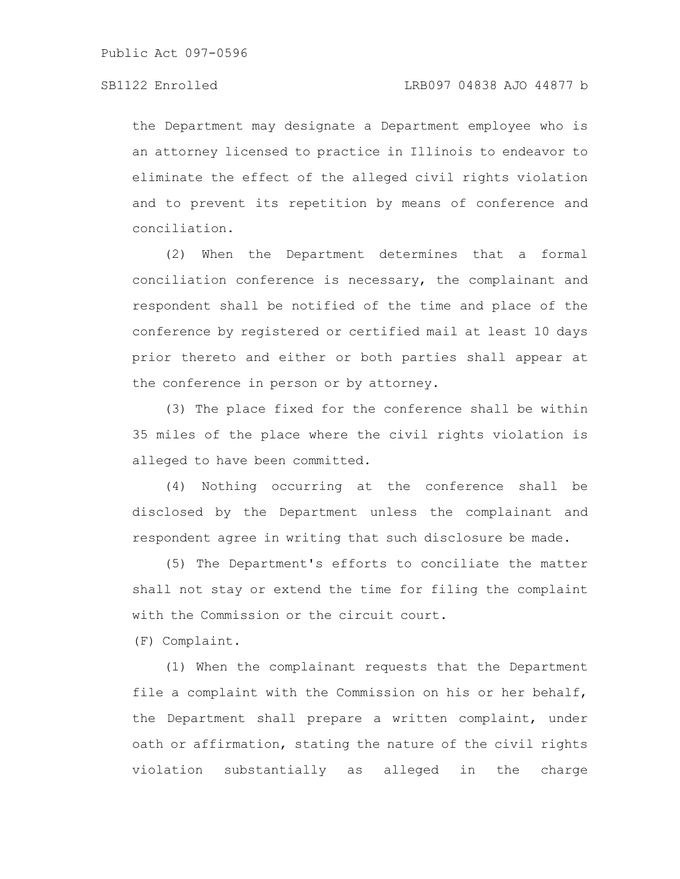the Department may designate a Department employee who is an attorney licensed to practice in Illinois to endeavor to eliminate the effect of the alleged civil rights violation and to prevent its repetition by means of conference and conciliation.

(2) When the Department determines that a formal conciliation conference is necessary, the complainant and respondent shall be notified of the time and place of the conference by registered or certified mail at least 10 days prior thereto and either or both parties shall appear at the conference in person or by attorney.

(3) The place fixed for the conference shall be within 35 miles of the place where the civil rights violation is alleged to have been committed.

(4) Nothing occurring at the conference shall be disclosed by the Department unless the complainant and respondent agree in writing that such disclosure be made.

(5) The Department's efforts to conciliate the matter shall not stay or extend the time for filing the complaint with the Commission or the circuit court.

(F) Complaint.

(1) When the complainant requests that the Department file a complaint with the Commission on his or her behalf, the Department shall prepare a written complaint, under oath or affirmation, stating the nature of the civil rights violation substantially as alleged in the charge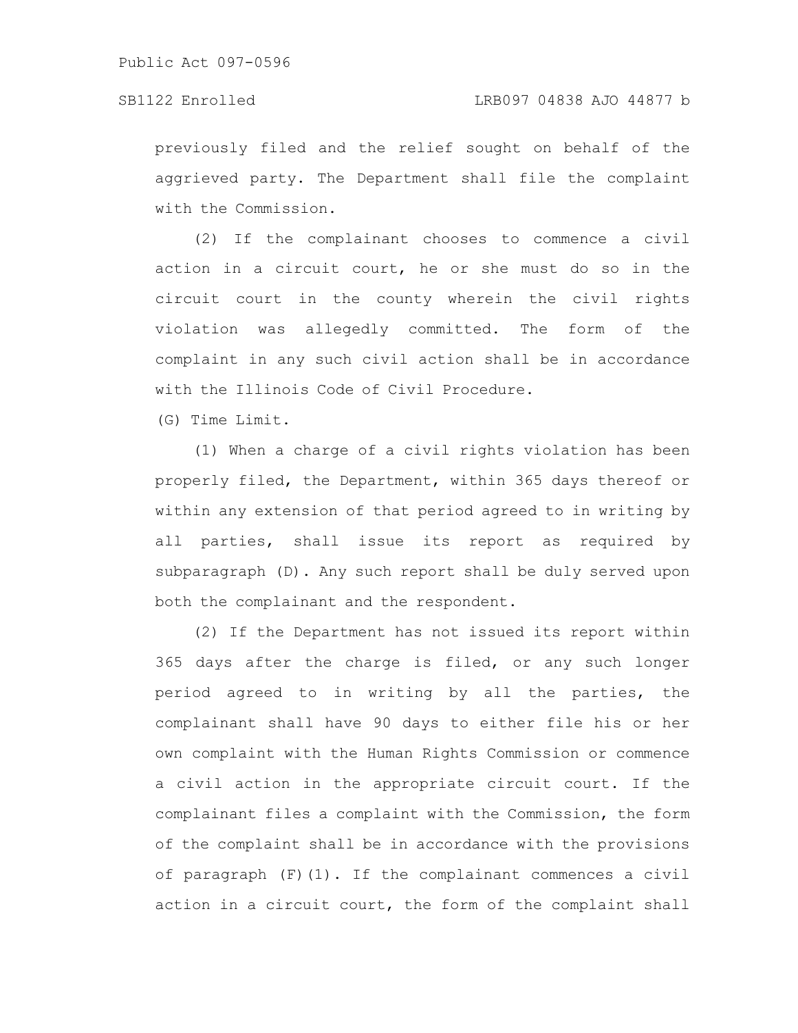previously filed and the relief sought on behalf of the aggrieved party. The Department shall file the complaint with the Commission.

(2) If the complainant chooses to commence a civil action in a circuit court, he or she must do so in the circuit court in the county wherein the civil rights violation was allegedly committed. The form of the complaint in any such civil action shall be in accordance with the Illinois Code of Civil Procedure.

(G) Time Limit.

(1) When a charge of a civil rights violation has been properly filed, the Department, within 365 days thereof or within any extension of that period agreed to in writing by all parties, shall issue its report as required by subparagraph (D). Any such report shall be duly served upon both the complainant and the respondent.

(2) If the Department has not issued its report within 365 days after the charge is filed, or any such longer period agreed to in writing by all the parties, the complainant shall have 90 days to either file his or her own complaint with the Human Rights Commission or commence a civil action in the appropriate circuit court. If the complainant files a complaint with the Commission, the form of the complaint shall be in accordance with the provisions of paragraph (F)(1). If the complainant commences a civil action in a circuit court, the form of the complaint shall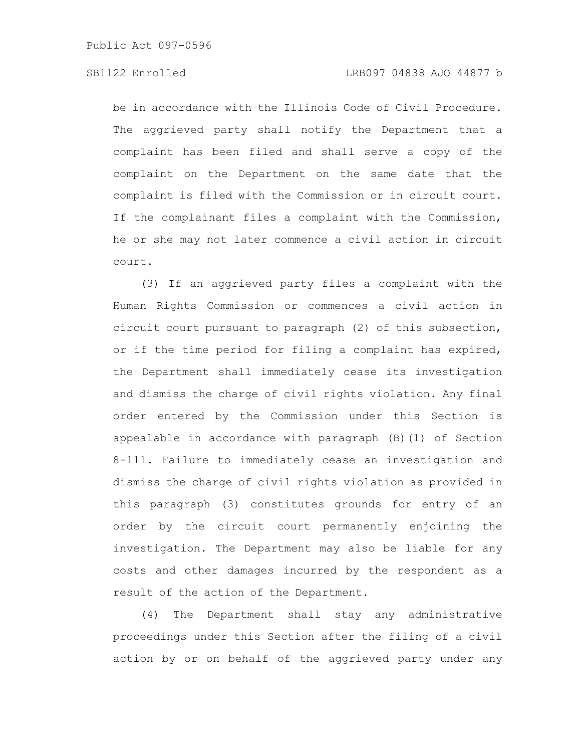be in accordance with the Illinois Code of Civil Procedure. The aggrieved party shall notify the Department that a complaint has been filed and shall serve a copy of the complaint on the Department on the same date that the complaint is filed with the Commission or in circuit court. If the complainant files a complaint with the Commission, he or she may not later commence a civil action in circuit court.

(3) If an aggrieved party files a complaint with the Human Rights Commission or commences a civil action in circuit court pursuant to paragraph (2) of this subsection, or if the time period for filing a complaint has expired, the Department shall immediately cease its investigation and dismiss the charge of civil rights violation. Any final order entered by the Commission under this Section is appealable in accordance with paragraph (B)(1) of Section 8-111. Failure to immediately cease an investigation and dismiss the charge of civil rights violation as provided in this paragraph (3) constitutes grounds for entry of an order by the circuit court permanently enjoining the investigation. The Department may also be liable for any costs and other damages incurred by the respondent as a result of the action of the Department.

(4) The Department shall stay any administrative proceedings under this Section after the filing of a civil action by or on behalf of the aggrieved party under any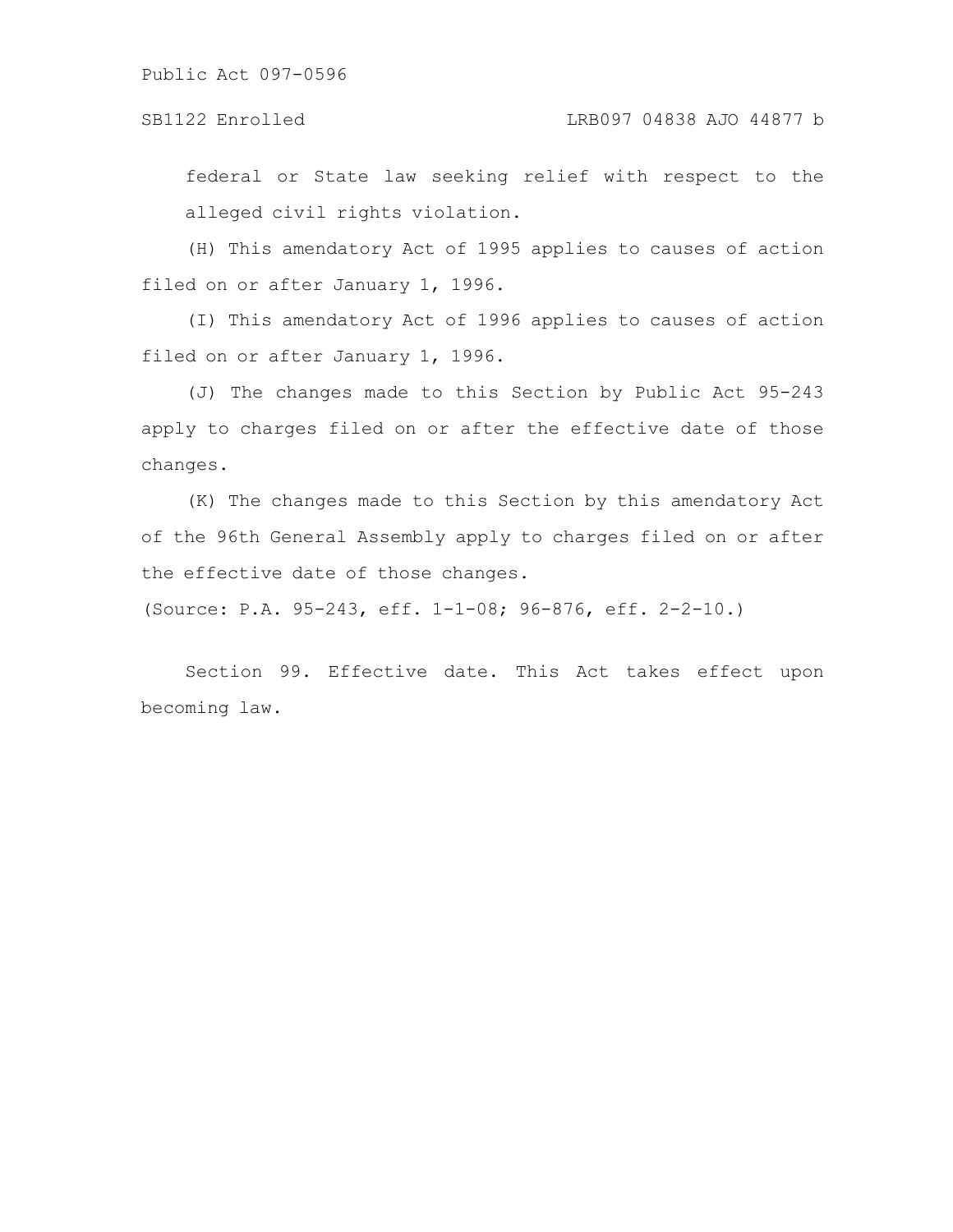federal or State law seeking relief with respect to the alleged civil rights violation.

(H) This amendatory Act of 1995 applies to causes of action filed on or after January 1, 1996.

(I) This amendatory Act of 1996 applies to causes of action filed on or after January 1, 1996.

(J) The changes made to this Section by Public Act 95-243 apply to charges filed on or after the effective date of those changes.

(K) The changes made to this Section by this amendatory Act of the 96th General Assembly apply to charges filed on or after the effective date of those changes.

(Source: P.A. 95-243, eff. 1-1-08; 96-876, eff. 2-2-10.)

Section 99. Effective date. This Act takes effect upon becoming law.